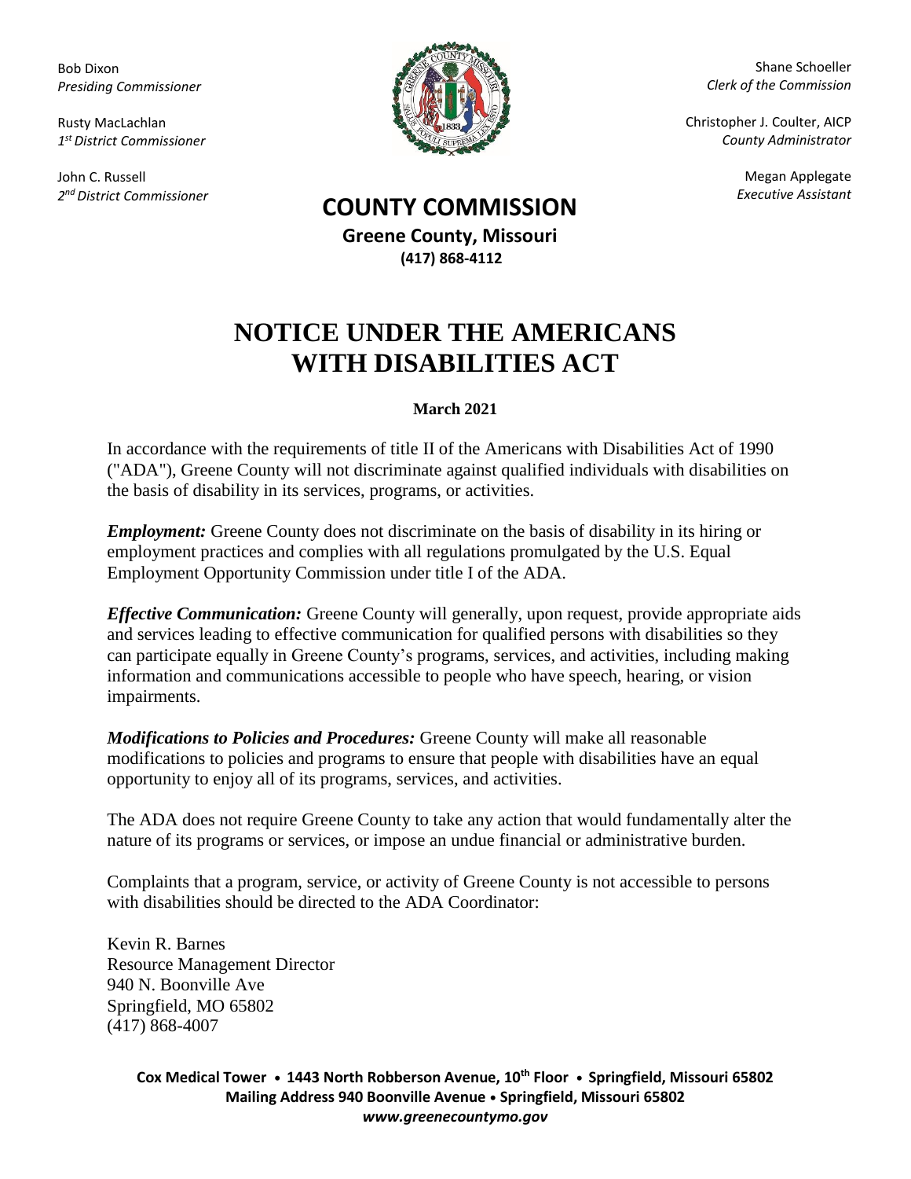Bob Dixon
*Presiding Commissioner*

Rusty MacLachlan
*1st District Commissioner*

John C. Russell
*2nd District Commissioner*

Shane Schoeller
*Clerk of the Commission*

Christopher J. Coulter, AICP
*County Administrator*

Megan Applegate
*Executive Assistant*

## COUNTY COMMISSION

**Greene County, Missouri**
**(417) 868-4112**

# NOTICE UNDER THE AMERICANS WITH DISABILITIES ACT

**March 2021**

In accordance with the requirements of title II of the Americans with Disabilities Act of 1990 ("ADA"), Greene County will not discriminate against qualified individuals with disabilities on the basis of disability in its services, programs, or activities.

***Employment:*** Greene County does not discriminate on the basis of disability in its hiring or employment practices and complies with all regulations promulgated by the U.S. Equal Employment Opportunity Commission under title I of the ADA.

***Effective Communication:*** Greene County will generally, upon request, provide appropriate aids and services leading to effective communication for qualified persons with disabilities so they can participate equally in Greene County's programs, services, and activities, including making information and communications accessible to people who have speech, hearing, or vision impairments.

***Modifications to Policies and Procedures:*** Greene County will make all reasonable modifications to policies and programs to ensure that people with disabilities have an equal opportunity to enjoy all of its programs, services, and activities.

The ADA does not require Greene County to take any action that would fundamentally alter the nature of its programs or services, or impose an undue financial or administrative burden.

Complaints that a program, service, or activity of Greene County is not accessible to persons with disabilities should be directed to the ADA Coordinator:

Kevin R. Barnes
Resource Management Director
940 N. Boonville Ave
Springfield, MO 65802
(417) 868-4007

**Cox Medical Tower • 1443 North Robberson Avenue, 10th Floor • Springfield, Missouri 65802**
**Mailing Address 940 Boonville Avenue • Springfield, Missouri 65802**
***www.greenecountymo.gov***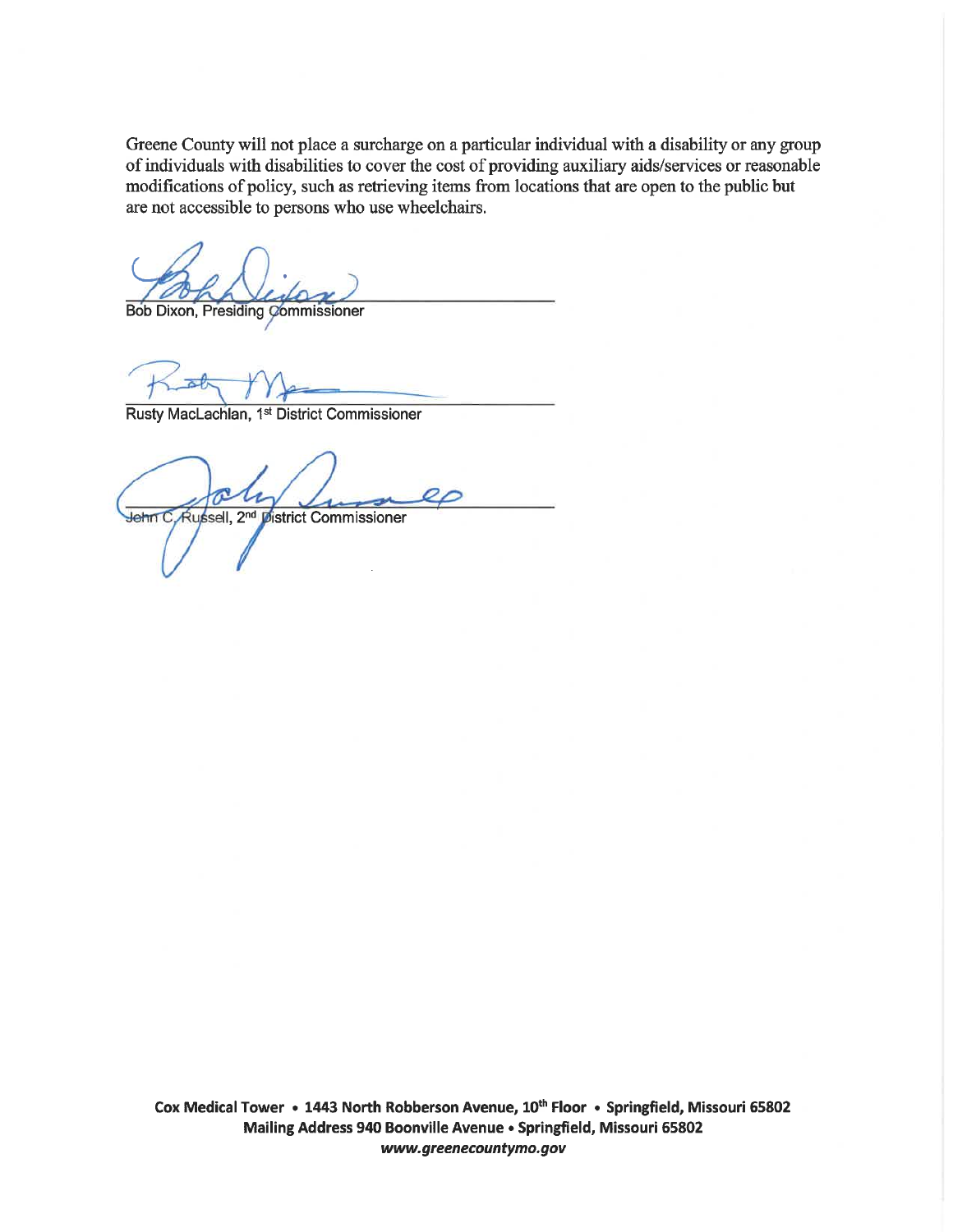Greene County will not place a surcharge on a particular individual with a disability or any group of individuals with disabilities to cover the cost of providing auxiliary aids/services or reasonable modifications of policy, such as retrieving items from locations that are open to the public but are not accessible to persons who use wheelchairs.

Bob Dixon, Presiding Commissioner

Rusty MacLachlan, 1st District Commissioner

John C. Russell, 2nd District Commissioner

**Cox Medical Tower • 1443 North Robberson Avenue, 10th Floor • Springfield, Missouri 65802**
**Mailing Address 940 Boonville Avenue • Springfield, Missouri 65802**
***www.greenecountymo.gov***